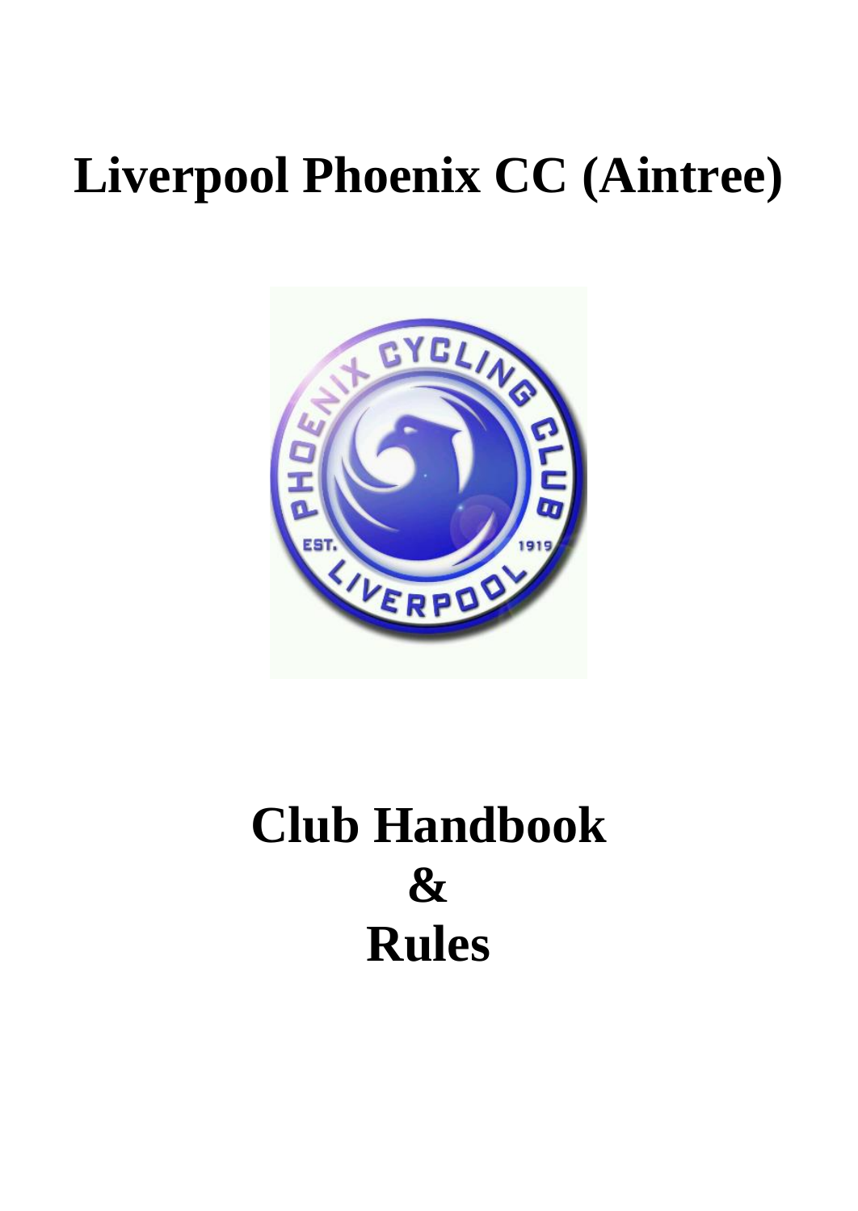# Liverpool Phoenix CC (Aintree)

# Club Handbook
# &
# Rules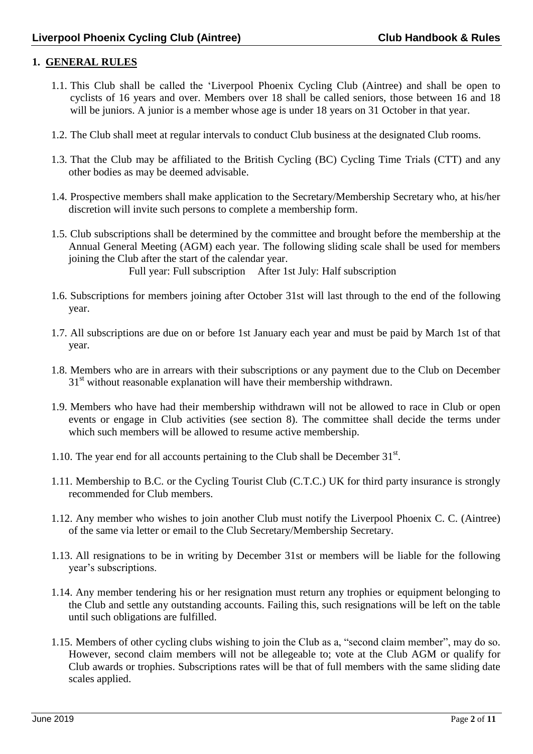## 1. GENERAL RULES

1.1. This Club shall be called the 'Liverpool Phoenix Cycling Club (Aintree) and shall be open to cyclists of 16 years and over. Members over 18 shall be called seniors, those between 16 and 18 will be juniors. A junior is a member whose age is under 18 years on 31 October in that year.

1.2. The Club shall meet at regular intervals to conduct Club business at the designated Club rooms.

1.3. That the Club may be affiliated to the British Cycling (BC) Cycling Time Trials (CTT) and any other bodies as may be deemed advisable.

1.4. Prospective members shall make application to the Secretary/Membership Secretary who, at his/her discretion will invite such persons to complete a membership form.

1.5. Club subscriptions shall be determined by the committee and brought before the membership at the Annual General Meeting (AGM) each year. The following sliding scale shall be used for members joining the Club after the start of the calendar year.

Full year: Full subscription  After 1st July: Half subscription

1.6. Subscriptions for members joining after October 31st will last through to the end of the following year.

1.7. All subscriptions are due on or before 1st January each year and must be paid by March 1st of that year.

1.8. Members who are in arrears with their subscriptions or any payment due to the Club on December 31st without reasonable explanation will have their membership withdrawn.

1.9. Members who have had their membership withdrawn will not be allowed to race in Club or open events or engage in Club activities (see section 8). The committee shall decide the terms under which such members will be allowed to resume active membership.

1.10. The year end for all accounts pertaining to the Club shall be December 31st.

1.11. Membership to B.C. or the Cycling Tourist Club (C.T.C.) UK for third party insurance is strongly recommended for Club members.

1.12. Any member who wishes to join another Club must notify the Liverpool Phoenix C. C. (Aintree) of the same via letter or email to the Club Secretary/Membership Secretary.

1.13. All resignations to be in writing by December 31st or members will be liable for the following year's subscriptions.

1.14. Any member tendering his or her resignation must return any trophies or equipment belonging to the Club and settle any outstanding accounts. Failing this, such resignations will be left on the table until such obligations are fulfilled.

1.15. Members of other cycling clubs wishing to join the Club as a, "second claim member", may do so. However, second claim members will not be allegeable to; vote at the Club AGM or qualify for Club awards or trophies. Subscriptions rates will be that of full members with the same sliding date scales applied.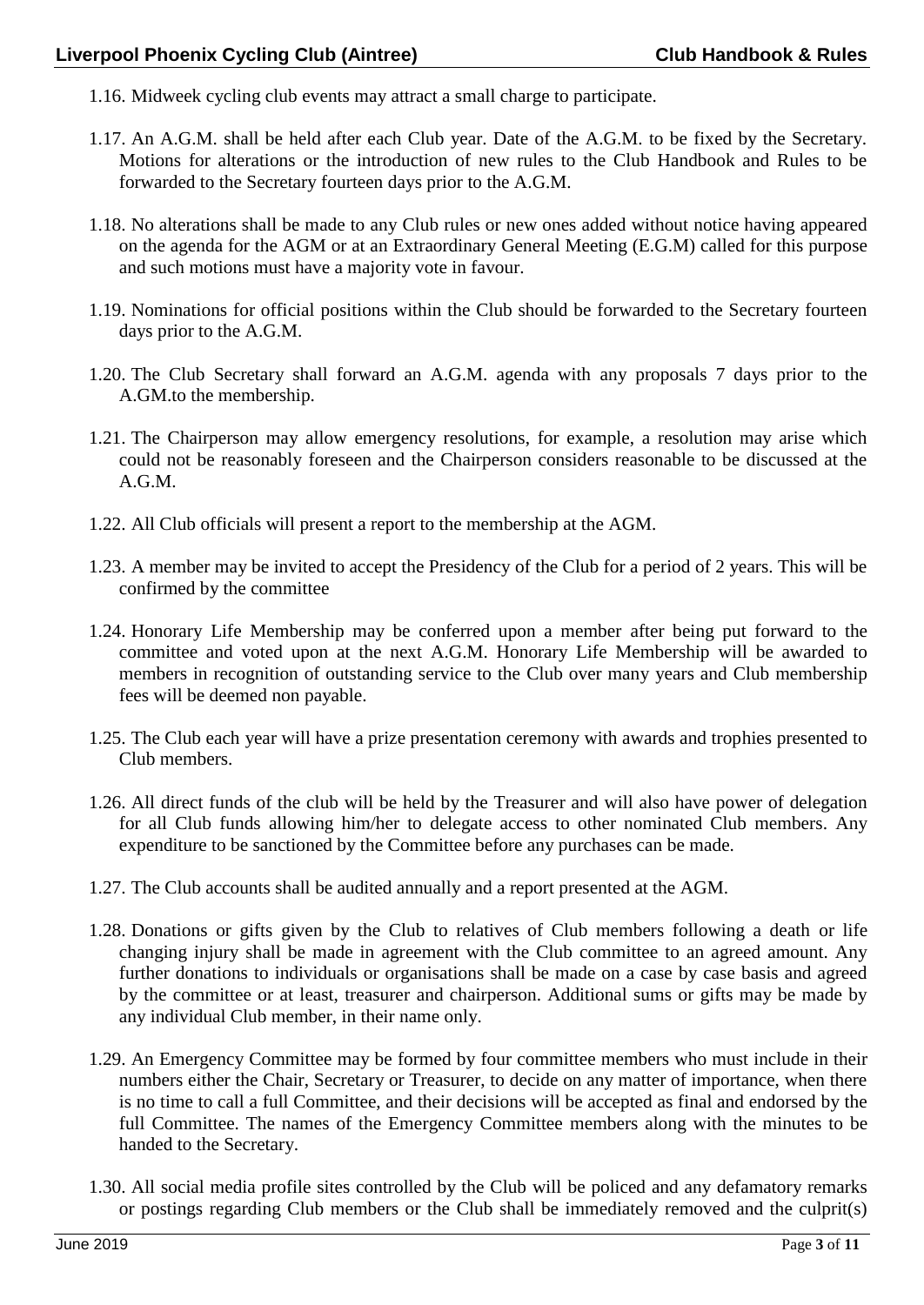1.16. Midweek cycling club events may attract a small charge to participate.

1.17. An A.G.M. shall be held after each Club year. Date of the A.G.M. to be fixed by the Secretary. Motions for alterations or the introduction of new rules to the Club Handbook and Rules to be forwarded to the Secretary fourteen days prior to the A.G.M.

1.18. No alterations shall be made to any Club rules or new ones added without notice having appeared on the agenda for the AGM or at an Extraordinary General Meeting (E.G.M) called for this purpose and such motions must have a majority vote in favour.

1.19. Nominations for official positions within the Club should be forwarded to the Secretary fourteen days prior to the A.G.M.

1.20. The Club Secretary shall forward an A.G.M. agenda with any proposals 7 days prior to the A.GM.to the membership.

1.21. The Chairperson may allow emergency resolutions, for example, a resolution may arise which could not be reasonably foreseen and the Chairperson considers reasonable to be discussed at the A.G.M.

1.22. All Club officials will present a report to the membership at the AGM.

1.23. A member may be invited to accept the Presidency of the Club for a period of 2 years. This will be confirmed by the committee

1.24. Honorary Life Membership may be conferred upon a member after being put forward to the committee and voted upon at the next A.G.M. Honorary Life Membership will be awarded to members in recognition of outstanding service to the Club over many years and Club membership fees will be deemed non payable.

1.25. The Club each year will have a prize presentation ceremony with awards and trophies presented to Club members.

1.26. All direct funds of the club will be held by the Treasurer and will also have power of delegation for all Club funds allowing him/her to delegate access to other nominated Club members. Any expenditure to be sanctioned by the Committee before any purchases can be made.

1.27. The Club accounts shall be audited annually and a report presented at the AGM.

1.28. Donations or gifts given by the Club to relatives of Club members following a death or life changing injury shall be made in agreement with the Club committee to an agreed amount. Any further donations to individuals or organisations shall be made on a case by case basis and agreed by the committee or at least, treasurer and chairperson. Additional sums or gifts may be made by any individual Club member, in their name only.

1.29. An Emergency Committee may be formed by four committee members who must include in their numbers either the Chair, Secretary or Treasurer, to decide on any matter of importance, when there is no time to call a full Committee, and their decisions will be accepted as final and endorsed by the full Committee. The names of the Emergency Committee members along with the minutes to be handed to the Secretary.

1.30. All social media profile sites controlled by the Club will be policed and any defamatory remarks or postings regarding Club members or the Club shall be immediately removed and the culprit(s)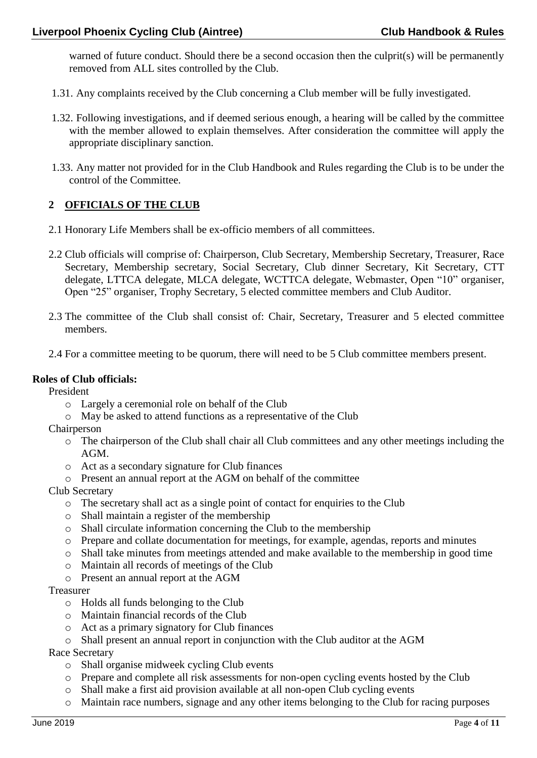warned of future conduct. Should there be a second occasion then the culprit(s) will be permanently removed from ALL sites controlled by the Club.

1.31. Any complaints received by the Club concerning a Club member will be fully investigated.

1.32. Following investigations, and if deemed serious enough, a hearing will be called by the committee with the member allowed to explain themselves. After consideration the committee will apply the appropriate disciplinary sanction.

1.33. Any matter not provided for in the Club Handbook and Rules regarding the Club is to be under the control of the Committee.

## 2 OFFICIALS OF THE CLUB

2.1 Honorary Life Members shall be ex-officio members of all committees.

2.2 Club officials will comprise of: Chairperson, Club Secretary, Membership Secretary, Treasurer, Race Secretary, Membership secretary, Social Secretary, Club dinner Secretary, Kit Secretary, CTT delegate, LTTCA delegate, MLCA delegate, WCTTCA delegate, Webmaster, Open "10" organiser, Open "25" organiser, Trophy Secretary, 5 elected committee members and Club Auditor.

2.3 The committee of the Club shall consist of: Chair, Secretary, Treasurer and 5 elected committee members.

2.4 For a committee meeting to be quorum, there will need to be 5 Club committee members present.

**Roles of Club officials:**

President

- Largely a ceremonial role on behalf of the Club
- May be asked to attend functions as a representative of the Club

Chairperson

- The chairperson of the Club shall chair all Club committees and any other meetings including the AGM.
- Act as a secondary signature for Club finances
- Present an annual report at the AGM on behalf of the committee

Club Secretary

- The secretary shall act as a single point of contact for enquiries to the Club
- Shall maintain a register of the membership
- Shall circulate information concerning the Club to the membership
- Prepare and collate documentation for meetings, for example, agendas, reports and minutes
- Shall take minutes from meetings attended and make available to the membership in good time
- Maintain all records of meetings of the Club
- Present an annual report at the AGM

Treasurer

- Holds all funds belonging to the Club
- Maintain financial records of the Club
- Act as a primary signatory for Club finances
- Shall present an annual report in conjunction with the Club auditor at the AGM

Race Secretary

- Shall organise midweek cycling Club events
- Prepare and complete all risk assessments for non-open cycling events hosted by the Club
- Shall make a first aid provision available at all non-open Club cycling events
- Maintain race numbers, signage and any other items belonging to the Club for racing purposes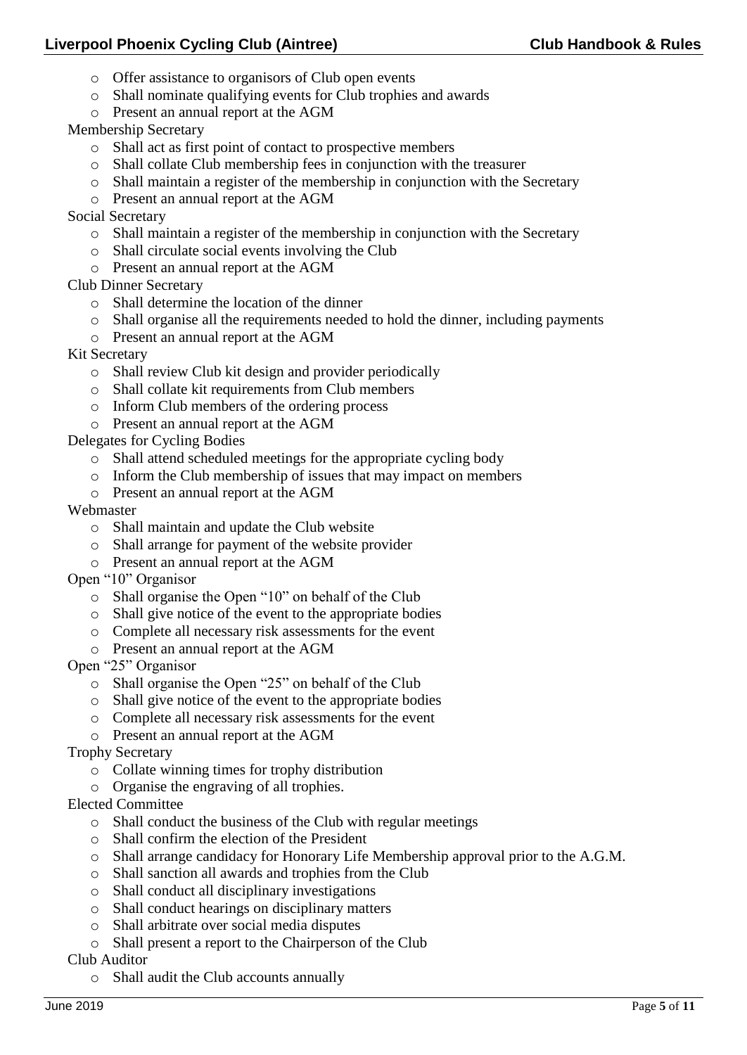- Offer assistance to organisors of Club open events
- Shall nominate qualifying events for Club trophies and awards
- Present an annual report at the AGM

Membership Secretary

- Shall act as first point of contact to prospective members
- Shall collate Club membership fees in conjunction with the treasurer
- Shall maintain a register of the membership in conjunction with the Secretary
- Present an annual report at the AGM

Social Secretary

- Shall maintain a register of the membership in conjunction with the Secretary
- Shall circulate social events involving the Club
- Present an annual report at the AGM

Club Dinner Secretary

- Shall determine the location of the dinner
- Shall organise all the requirements needed to hold the dinner, including payments
- Present an annual report at the AGM

Kit Secretary

- Shall review Club kit design and provider periodically
- Shall collate kit requirements from Club members
- Inform Club members of the ordering process
- Present an annual report at the AGM

Delegates for Cycling Bodies

- Shall attend scheduled meetings for the appropriate cycling body
- Inform the Club membership of issues that may impact on members
- Present an annual report at the AGM

Webmaster

- Shall maintain and update the Club website
- Shall arrange for payment of the website provider
- Present an annual report at the AGM

Open "10" Organisor

- Shall organise the Open "10" on behalf of the Club
- Shall give notice of the event to the appropriate bodies
- Complete all necessary risk assessments for the event
- Present an annual report at the AGM

Open "25" Organisor

- Shall organise the Open "25" on behalf of the Club
- Shall give notice of the event to the appropriate bodies
- Complete all necessary risk assessments for the event
- Present an annual report at the AGM

Trophy Secretary

- Collate winning times for trophy distribution
- Organise the engraving of all trophies.

Elected Committee

- Shall conduct the business of the Club with regular meetings
- Shall confirm the election of the President
- Shall arrange candidacy for Honorary Life Membership approval prior to the A.G.M.
- Shall sanction all awards and trophies from the Club
- Shall conduct all disciplinary investigations
- Shall conduct hearings on disciplinary matters
- Shall arbitrate over social media disputes
- Shall present a report to the Chairperson of the Club

Club Auditor

- Shall audit the Club accounts annually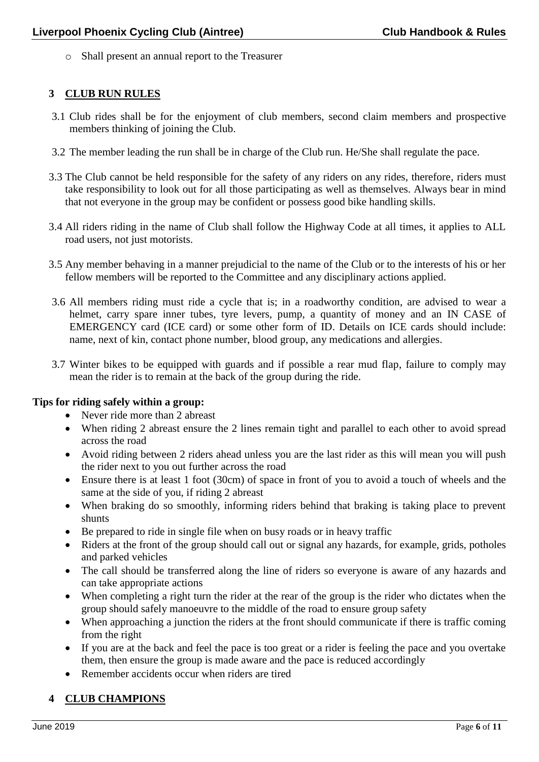- Shall present an annual report to the Treasurer

## 3 CLUB RUN RULES

3.1 Club rides shall be for the enjoyment of club members, second claim members and prospective members thinking of joining the Club.

3.2 The member leading the run shall be in charge of the Club run. He/She shall regulate the pace.

3.3 The Club cannot be held responsible for the safety of any riders on any rides, therefore, riders must take responsibility to look out for all those participating as well as themselves. Always bear in mind that not everyone in the group may be confident or possess good bike handling skills.

3.4 All riders riding in the name of Club shall follow the Highway Code at all times, it applies to ALL road users, not just motorists.

3.5 Any member behaving in a manner prejudicial to the name of the Club or to the interests of his or her fellow members will be reported to the Committee and any disciplinary actions applied.

3.6 All members riding must ride a cycle that is; in a roadworthy condition, are advised to wear a helmet, carry spare inner tubes, tyre levers, pump, a quantity of money and an IN CASE of EMERGENCY card (ICE card) or some other form of ID. Details on ICE cards should include: name, next of kin, contact phone number, blood group, any medications and allergies.

3.7 Winter bikes to be equipped with guards and if possible a rear mud flap, failure to comply may mean the rider is to remain at the back of the group during the ride.

**Tips for riding safely within a group:**

- Never ride more than 2 abreast
- When riding 2 abreast ensure the 2 lines remain tight and parallel to each other to avoid spread across the road
- Avoid riding between 2 riders ahead unless you are the last rider as this will mean you will push the rider next to you out further across the road
- Ensure there is at least 1 foot (30cm) of space in front of you to avoid a touch of wheels and the same at the side of you, if riding 2 abreast
- When braking do so smoothly, informing riders behind that braking is taking place to prevent shunts
- Be prepared to ride in single file when on busy roads or in heavy traffic
- Riders at the front of the group should call out or signal any hazards, for example, grids, potholes and parked vehicles
- The call should be transferred along the line of riders so everyone is aware of any hazards and can take appropriate actions
- When completing a right turn the rider at the rear of the group is the rider who dictates when the group should safely manoeuvre to the middle of the road to ensure group safety
- When approaching a junction the riders at the front should communicate if there is traffic coming from the right
- If you are at the back and feel the pace is too great or a rider is feeling the pace and you overtake them, then ensure the group is made aware and the pace is reduced accordingly
- Remember accidents occur when riders are tired

## 4 CLUB CHAMPIONS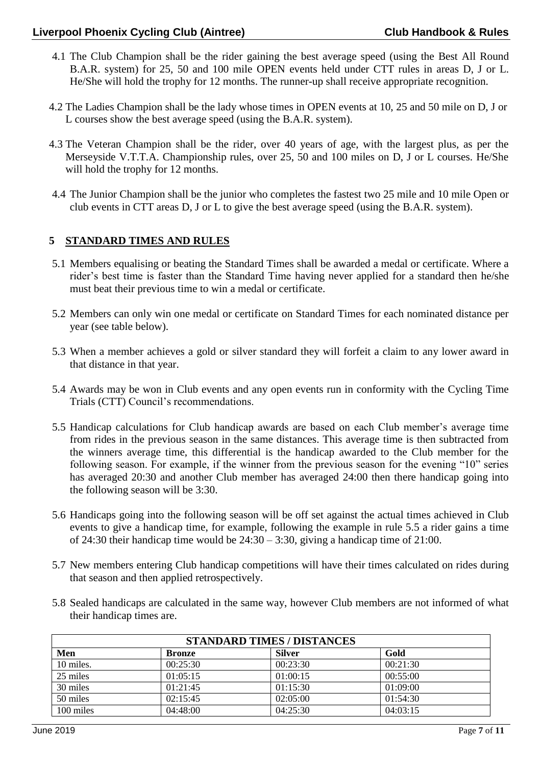4.1 The Club Champion shall be the rider gaining the best average speed (using the Best All Round B.A.R. system) for 25, 50 and 100 mile OPEN events held under CTT rules in areas D, J or L. He/She will hold the trophy for 12 months. The runner-up shall receive appropriate recognition.

4.2 The Ladies Champion shall be the lady whose times in OPEN events at 10, 25 and 50 mile on D, J or L courses show the best average speed (using the B.A.R. system).

4.3 The Veteran Champion shall be the rider, over 40 years of age, with the largest plus, as per the Merseyside V.T.T.A. Championship rules, over 25, 50 and 100 miles on D, J or L courses. He/She will hold the trophy for 12 months.

4.4 The Junior Champion shall be the junior who completes the fastest two 25 mile and 10 mile Open or club events in CTT areas D, J or L to give the best average speed (using the B.A.R. system).

## 5 STANDARD TIMES AND RULES

5.1 Members equalising or beating the Standard Times shall be awarded a medal or certificate. Where a rider's best time is faster than the Standard Time having never applied for a standard then he/she must beat their previous time to win a medal or certificate.

5.2 Members can only win one medal or certificate on Standard Times for each nominated distance per year (see table below).

5.3 When a member achieves a gold or silver standard they will forfeit a claim to any lower award in that distance in that year.

5.4 Awards may be won in Club events and any open events run in conformity with the Cycling Time Trials (CTT) Council's recommendations.

5.5 Handicap calculations for Club handicap awards are based on each Club member's average time from rides in the previous season in the same distances. This average time is then subtracted from the winners average time, this differential is the handicap awarded to the Club member for the following season. For example, if the winner from the previous season for the evening "10" series has averaged 20:30 and another Club member has averaged 24:00 then there handicap going into the following season will be 3:30.

5.6 Handicaps going into the following season will be off set against the actual times achieved in Club events to give a handicap time, for example, following the example in rule 5.5 a rider gains a time of 24:30 their handicap time would be 24:30 – 3:30, giving a handicap time of 21:00.

5.7 New members entering Club handicap competitions will have their times calculated on rides during that season and then applied retrospectively.

5.8 Sealed handicaps are calculated in the same way, however Club members are not informed of what their handicap times are.

| STANDARD TIMES / DISTANCES | | | |
|---|---|---|---|
| **Men** | **Bronze** | **Silver** | **Gold** |
| 10 miles. | 00:25:30 | 00:23:30 | 00:21:30 |
| 25 miles | 01:05:15 | 01:00:15 | 00:55:00 |
| 30 miles | 01:21:45 | 01:15:30 | 01:09:00 |
| 50 miles | 02:15:45 | 02:05:00 | 01:54:30 |
| 100 miles | 04:48:00 | 04:25:30 | 04:03:15 |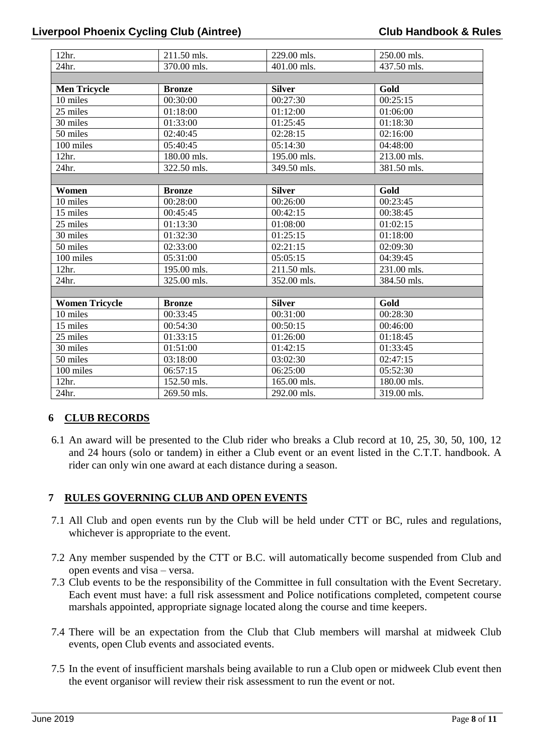| 12hr. | 211.50 mls. | 229.00 mls. | 250.00 mls. |
|---|---|---|---|
| 24hr. | 370.00 mls. | 401.00 mls. | 437.50 mls. |
| | | | |
| **Men Tricycle** | **Bronze** | **Silver** | **Gold** |
| 10 miles | 00:30:00 | 00:27:30 | 00:25:15 |
| 25 miles | 01:18:00 | 01:12:00 | 01:06:00 |
| 30 miles | 01:33:00 | 01:25:45 | 01:18:30 |
| 50 miles | 02:40:45 | 02:28:15 | 02:16:00 |
| 100 miles | 05:40:45 | 05:14:30 | 04:48:00 |
| 12hr. | 180.00 mls. | 195.00 mls. | 213.00 mls. |
| 24hr. | 322.50 mls. | 349.50 mls. | 381.50 mls. |
| | | | |
| **Women** | **Bronze** | **Silver** | **Gold** |
| 10 miles | 00:28:00 | 00:26:00 | 00:23:45 |
| 15 miles | 00:45:45 | 00:42:15 | 00:38:45 |
| 25 miles | 01:13:30 | 01:08:00 | 01:02:15 |
| 30 miles | 01:32:30 | 01:25:15 | 01:18:00 |
| 50 miles | 02:33:00 | 02:21:15 | 02:09:30 |
| 100 miles | 05:31:00 | 05:05:15 | 04:39:45 |
| 12hr. | 195.00 mls. | 211.50 mls. | 231.00 mls. |
| 24hr. | 325.00 mls. | 352.00 mls. | 384.50 mls. |
| | | | |
| **Women Tricycle** | **Bronze** | **Silver** | **Gold** |
| 10 miles | 00:33:45 | 00:31:00 | 00:28:30 |
| 15 miles | 00:54:30 | 00:50:15 | 00:46:00 |
| 25 miles | 01:33:15 | 01:26:00 | 01:18:45 |
| 30 miles | 01:51:00 | 01:42:15 | 01:33:45 |
| 50 miles | 03:18:00 | 03:02:30 | 02:47:15 |
| 100 miles | 06:57:15 | 06:25:00 | 05:52:30 |
| 12hr. | 152.50 mls. | 165.00 mls. | 180.00 mls. |
| 24hr. | 269.50 mls. | 292.00 mls. | 319.00 mls. |

## 6 CLUB RECORDS

6.1 An award will be presented to the Club rider who breaks a Club record at 10, 25, 30, 50, 100, 12 and 24 hours (solo or tandem) in either a Club event or an event listed in the C.T.T. handbook. A rider can only win one award at each distance during a season.

## 7 RULES GOVERNING CLUB AND OPEN EVENTS

7.1 All Club and open events run by the Club will be held under CTT or BC, rules and regulations, whichever is appropriate to the event.

7.2 Any member suspended by the CTT or B.C. will automatically become suspended from Club and open events and visa – versa.

7.3 Club events to be the responsibility of the Committee in full consultation with the Event Secretary. Each event must have: a full risk assessment and Police notifications completed, competent course marshals appointed, appropriate signage located along the course and time keepers.

7.4 There will be an expectation from the Club that Club members will marshal at midweek Club events, open Club events and associated events.

7.5 In the event of insufficient marshals being available to run a Club open or midweek Club event then the event organisor will review their risk assessment to run the event or not.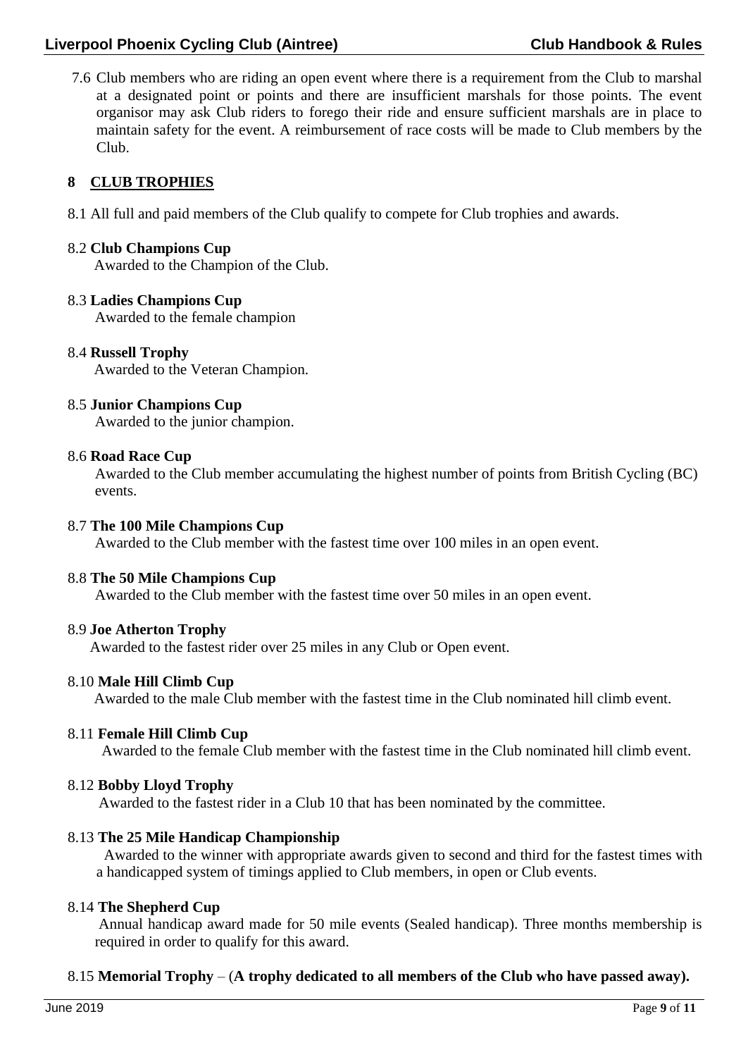7.6 Club members who are riding an open event where there is a requirement from the Club to marshal at a designated point or points and there are insufficient marshals for those points. The event organisor may ask Club riders to forego their ride and ensure sufficient marshals are in place to maintain safety for the event. A reimbursement of race costs will be made to Club members by the Club.

## 8 CLUB TROPHIES

8.1 All full and paid members of the Club qualify to compete for Club trophies and awards.

8.2 **Club Champions Cup**
Awarded to the Champion of the Club.

8.3 **Ladies Champions Cup**
Awarded to the female champion

8.4 **Russell Trophy**
Awarded to the Veteran Champion.

8.5 **Junior Champions Cup**
Awarded to the junior champion.

8.6 **Road Race Cup**
Awarded to the Club member accumulating the highest number of points from British Cycling (BC) events.

8.7 **The 100 Mile Champions Cup**
Awarded to the Club member with the fastest time over 100 miles in an open event.

8.8 **The 50 Mile Champions Cup**
Awarded to the Club member with the fastest time over 50 miles in an open event.

8.9 **Joe Atherton Trophy**
Awarded to the fastest rider over 25 miles in any Club or Open event.

8.10 **Male Hill Climb Cup**
Awarded to the male Club member with the fastest time in the Club nominated hill climb event.

8.11 **Female Hill Climb Cup**
Awarded to the female Club member with the fastest time in the Club nominated hill climb event.

8.12 **Bobby Lloyd Trophy**
Awarded to the fastest rider in a Club 10 that has been nominated by the committee.

8.13 **The 25 Mile Handicap Championship**
Awarded to the winner with appropriate awards given to second and third for the fastest times with a handicapped system of timings applied to Club members, in open or Club events.

8.14 **The Shepherd Cup**
Annual handicap award made for 50 mile events (Sealed handicap). Three months membership is required in order to qualify for this award.

8.15 **Memorial Trophy** – (**A trophy dedicated to all members of the Club who have passed away).**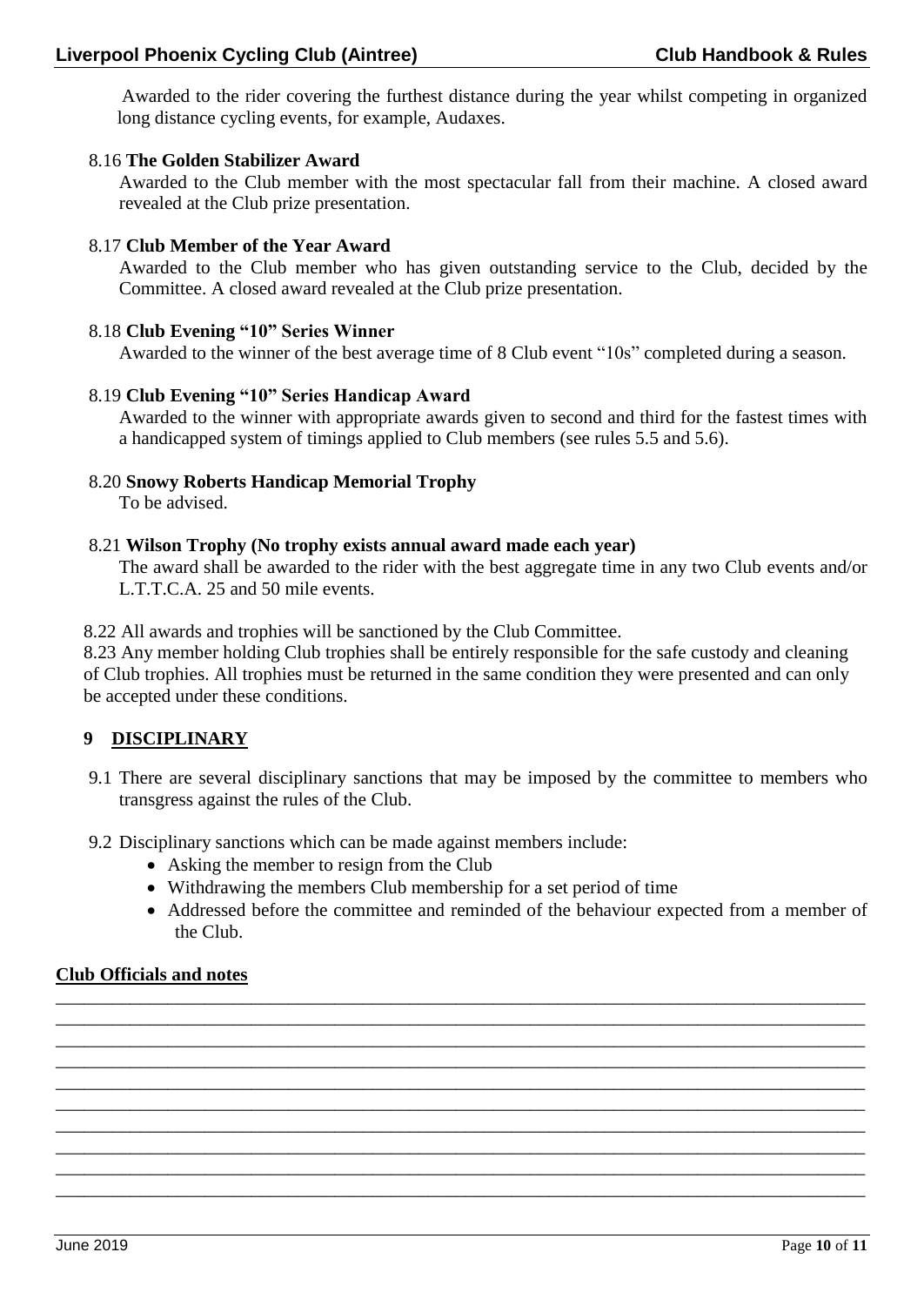Awarded to the rider covering the furthest distance during the year whilst competing in organized long distance cycling events, for example, Audaxes.

8.16 **The Golden Stabilizer Award**

Awarded to the Club member with the most spectacular fall from their machine. A closed award revealed at the Club prize presentation.

8.17 **Club Member of the Year Award**

Awarded to the Club member who has given outstanding service to the Club, decided by the Committee. A closed award revealed at the Club prize presentation.

8.18 **Club Evening "10" Series Winner**

Awarded to the winner of the best average time of 8 Club event "10s" completed during a season.

8.19 **Club Evening "10" Series Handicap Award**

Awarded to the winner with appropriate awards given to second and third for the fastest times with a handicapped system of timings applied to Club members (see rules 5.5 and 5.6).

8.20 **Snowy Roberts Handicap Memorial Trophy**

To be advised.

8.21 **Wilson Trophy (No trophy exists annual award made each year)**

The award shall be awarded to the rider with the best aggregate time in any two Club events and/or L.T.T.C.A. 25 and 50 mile events.

8.22 All awards and trophies will be sanctioned by the Club Committee.

8.23 Any member holding Club trophies shall be entirely responsible for the safe custody and cleaning of Club trophies. All trophies must be returned in the same condition they were presented and can only be accepted under these conditions.

## 9 DISCIPLINARY

9.1 There are several disciplinary sanctions that may be imposed by the committee to members who transgress against the rules of the Club.

9.2 Disciplinary sanctions which can be made against members include:

- Asking the member to resign from the Club
- Withdrawing the members Club membership for a set period of time
- Addressed before the committee and reminded of the behaviour expected from a member of the Club.

**Club Officials and notes**